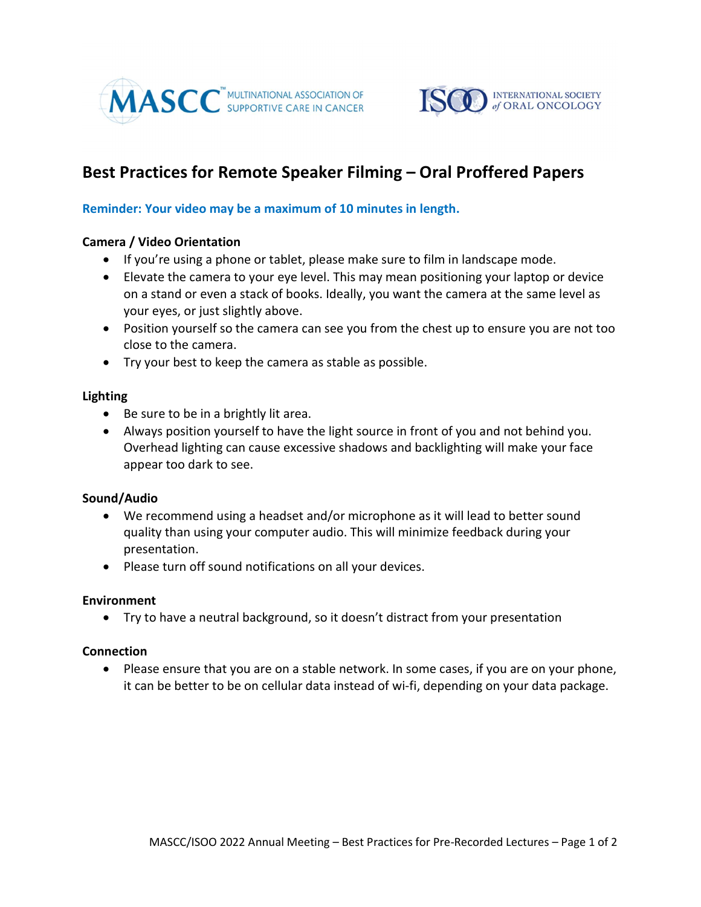MASCC™ MULTINATIONAL ASSOCIATION OF SUPPORTIVE CARE IN CANCER

ISOO INTERNATIONAL SOCIETY *of* ORAL ONCOLOGY

# Best Practices for Remote Speaker Filming – Oral Proffered Papers

**Reminder: Your video may be a maximum of 10 minutes in length.**

**Camera / Video Orientation**

- If you're using a phone or tablet, please make sure to film in landscape mode.
- Elevate the camera to your eye level. This may mean positioning your laptop or device on a stand or even a stack of books. Ideally, you want the camera at the same level as your eyes, or just slightly above.
- Position yourself so the camera can see you from the chest up to ensure you are not too close to the camera.
- Try your best to keep the camera as stable as possible.

**Lighting**

- Be sure to be in a brightly lit area.
- Always position yourself to have the light source in front of you and not behind you. Overhead lighting can cause excessive shadows and backlighting will make your face appear too dark to see.

**Sound/Audio**

- We recommend using a headset and/or microphone as it will lead to better sound quality than using your computer audio. This will minimize feedback during your presentation.
- Please turn off sound notifications on all your devices.

**Environment**

- Try to have a neutral background, so it doesn't distract from your presentation

**Connection**

- Please ensure that you are on a stable network. In some cases, if you are on your phone, it can be better to be on cellular data instead of wi-fi, depending on your data package.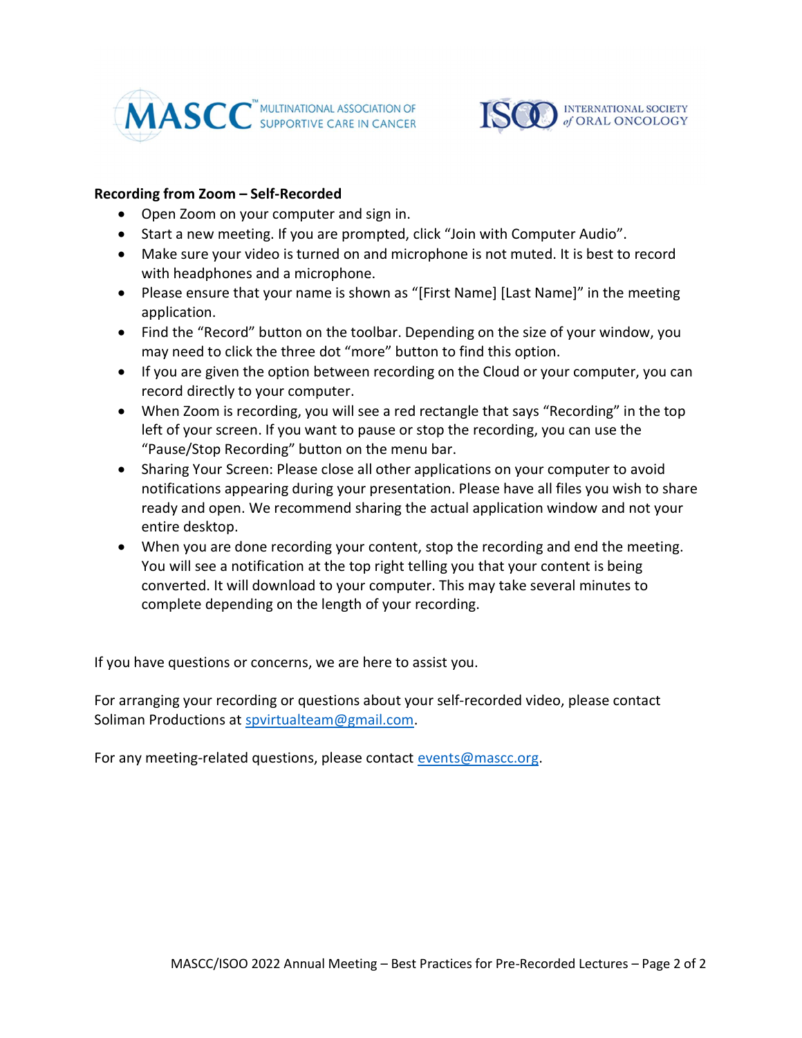**Recording from Zoom – Self-Recorded**

- Open Zoom on your computer and sign in.
- Start a new meeting. If you are prompted, click "Join with Computer Audio".
- Make sure your video is turned on and microphone is not muted. It is best to record with headphones and a microphone.
- Please ensure that your name is shown as "[First Name] [Last Name]" in the meeting application.
- Find the "Record" button on the toolbar. Depending on the size of your window, you may need to click the three dot "more" button to find this option.
- If you are given the option between recording on the Cloud or your computer, you can record directly to your computer.
- When Zoom is recording, you will see a red rectangle that says "Recording" in the top left of your screen. If you want to pause or stop the recording, you can use the "Pause/Stop Recording" button on the menu bar.
- Sharing Your Screen: Please close all other applications on your computer to avoid notifications appearing during your presentation. Please have all files you wish to share ready and open. We recommend sharing the actual application window and not your entire desktop.
- When you are done recording your content, stop the recording and end the meeting. You will see a notification at the top right telling you that your content is being converted. It will download to your computer. This may take several minutes to complete depending on the length of your recording.

If you have questions or concerns, we are here to assist you.

For arranging your recording or questions about your self-recorded video, please contact Soliman Productions at spvirtualteam@gmail.com.

For any meeting-related questions, please contact events@mascc.org.